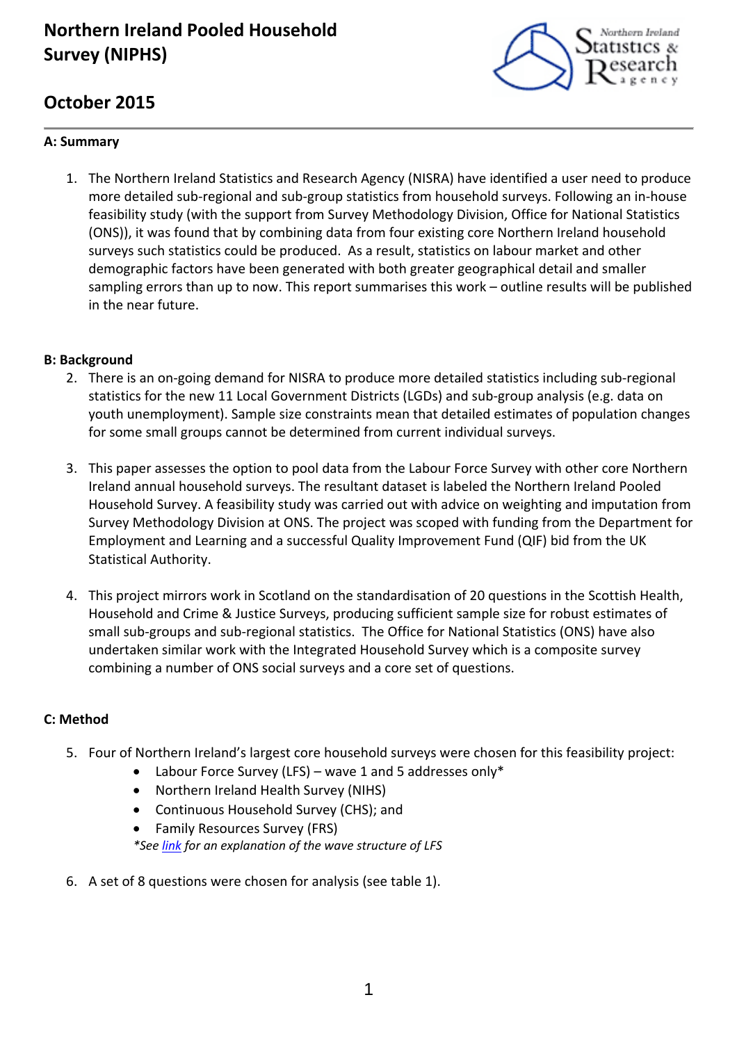# Northern Ireland Pooled Household Survey (NIPHS)

## October 2015

### A: Summary

1. The Northern Ireland Statistics and Research Agency (NISRA) have identified a user need to produce more detailed sub-regional and sub-group statistics from household surveys. Following an in-house feasibility study (with the support from Survey Methodology Division, Office for National Statistics (ONS)), it was found that by combining data from four existing core Northern Ireland household surveys such statistics could be produced. As a result, statistics on labour market and other demographic factors have been generated with both greater geographical detail and smaller sampling errors than up to now. This report summarises this work – outline results will be published in the near future.

### B: Background

2. There is an on-going demand for NISRA to produce more detailed statistics including sub-regional statistics for the new 11 Local Government Districts (LGDs) and sub-group analysis (e.g. data on youth unemployment). Sample size constraints mean that detailed estimates of population changes for some small groups cannot be determined from current individual surveys.

3. This paper assesses the option to pool data from the Labour Force Survey with other core Northern Ireland annual household surveys. The resultant dataset is labeled the Northern Ireland Pooled Household Survey. A feasibility study was carried out with advice on weighting and imputation from Survey Methodology Division at ONS. The project was scoped with funding from the Department for Employment and Learning and a successful Quality Improvement Fund (QIF) bid from the UK Statistical Authority.

4. This project mirrors work in Scotland on the standardisation of 20 questions in the Scottish Health, Household and Crime & Justice Surveys, producing sufficient sample size for robust estimates of small sub-groups and sub-regional statistics. The Office for National Statistics (ONS) have also undertaken similar work with the Integrated Household Survey which is a composite survey combining a number of ONS social surveys and a core set of questions.

### C: Method

5. Four of Northern Ireland's largest core household surveys were chosen for this feasibility project:
   - Labour Force Survey (LFS) – wave 1 and 5 addresses only*
   - Northern Ireland Health Survey (NIHS)
   - Continuous Household Survey (CHS); and
   - Family Resources Survey (FRS)

   *See link for an explanation of the wave structure of LFS*

6. A set of 8 questions were chosen for analysis (see table 1).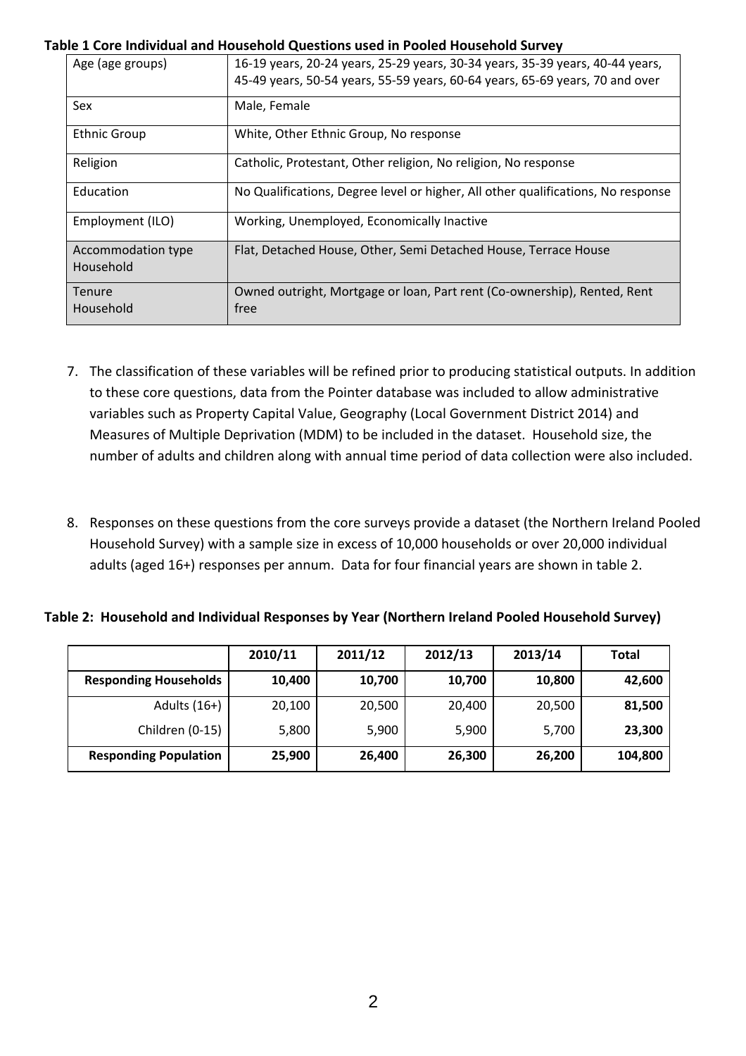**Table 1 Core Individual and Household Questions used in Pooled Household Survey**

| | |
|---|---|
| Age (age groups) | 16-19 years, 20-24 years, 25-29 years, 30-34 years, 35-39 years, 40-44 years, 45-49 years, 50-54 years, 55-59 years, 60-64 years, 65-69 years, 70 and over |
| Sex | Male, Female |
| Ethnic Group | White, Other Ethnic Group, No response |
| Religion | Catholic, Protestant, Other religion, No religion, No response |
| Education | No Qualifications, Degree level or higher, All other qualifications, No response |
| Employment (ILO) | Working, Unemployed, Economically Inactive |
| Accommodation type Household | Flat, Detached House, Other, Semi Detached House, Terrace House |
| Tenure Household | Owned outright, Mortgage or loan, Part rent (Co-ownership), Rented, Rent free |

7. The classification of these variables will be refined prior to producing statistical outputs. In addition to these core questions, data from the Pointer database was included to allow administrative variables such as Property Capital Value, Geography (Local Government District 2014) and Measures of Multiple Deprivation (MDM) to be included in the dataset. Household size, the number of adults and children along with annual time period of data collection were also included.

8. Responses on these questions from the core surveys provide a dataset (the Northern Ireland Pooled Household Survey) with a sample size in excess of 10,000 households or over 20,000 individual adults (aged 16+) responses per annum. Data for four financial years are shown in table 2.

**Table 2: Household and Individual Responses by Year (Northern Ireland Pooled Household Survey)**

| | 2010/11 | 2011/12 | 2012/13 | 2013/14 | Total |
|---|---|---|---|---|---|
| **Responding Households** | **10,400** | **10,700** | **10,700** | **10,800** | **42,600** |
| Adults (16+) | 20,100 | 20,500 | 20,400 | 20,500 | **81,500** |
| Children (0-15) | 5,800 | 5,900 | 5,900 | 5,700 | **23,300** |
| **Responding Population** | **25,900** | **26,400** | **26,300** | **26,200** | **104,800** |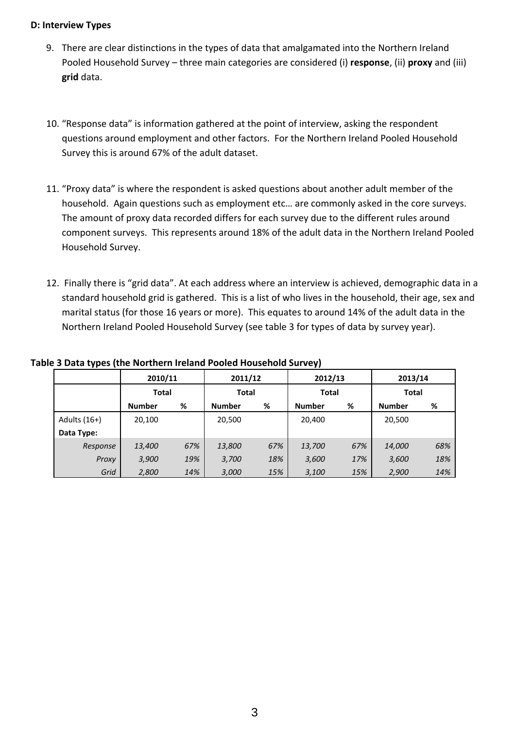**D: Interview Types**

9. There are clear distinctions in the types of data that amalgamated into the Northern Ireland Pooled Household Survey – three main categories are considered (i) **response**, (ii) **proxy** and (iii) **grid** data.

10. "Response data" is information gathered at the point of interview, asking the respondent questions around employment and other factors. For the Northern Ireland Pooled Household Survey this is around 67% of the adult dataset.

11. "Proxy data" is where the respondent is asked questions about another adult member of the household. Again questions such as employment etc… are commonly asked in the core surveys. The amount of proxy data recorded differs for each survey due to the different rules around component surveys. This represents around 18% of the adult data in the Northern Ireland Pooled Household Survey.

12. Finally there is "grid data". At each address where an interview is achieved, demographic data in a standard household grid is gathered. This is a list of who lives in the household, their age, sex and marital status (for those 16 years or more). This equates to around 14% of the adult data in the Northern Ireland Pooled Household Survey (see table 3 for types of data by survey year).

**Table 3 Data types (the Northern Ireland Pooled Household Survey)**

| | 2010/11 | | 2011/12 | | 2012/13 | | 2013/14 | |
|---|---|---|---|---|---|---|---|---|
| | Total | | Total | | Total | | Total | |
| | Number | % | Number | % | Number | % | Number | % |
| Adults (16+) | 20,100 | | 20,500 | | 20,400 | | 20,500 | |
| **Data Type:** | | | | | | | | |
| *Response* | *13,400* | *67%* | *13,800* | *67%* | *13,700* | *67%* | *14,000* | *68%* |
| *Proxy* | *3,900* | *19%* | *3,700* | *18%* | *3,600* | *17%* | *3,600* | *18%* |
| *Grid* | *2,800* | *14%* | *3,000* | *15%* | *3,100* | *15%* | *2,900* | *14%* |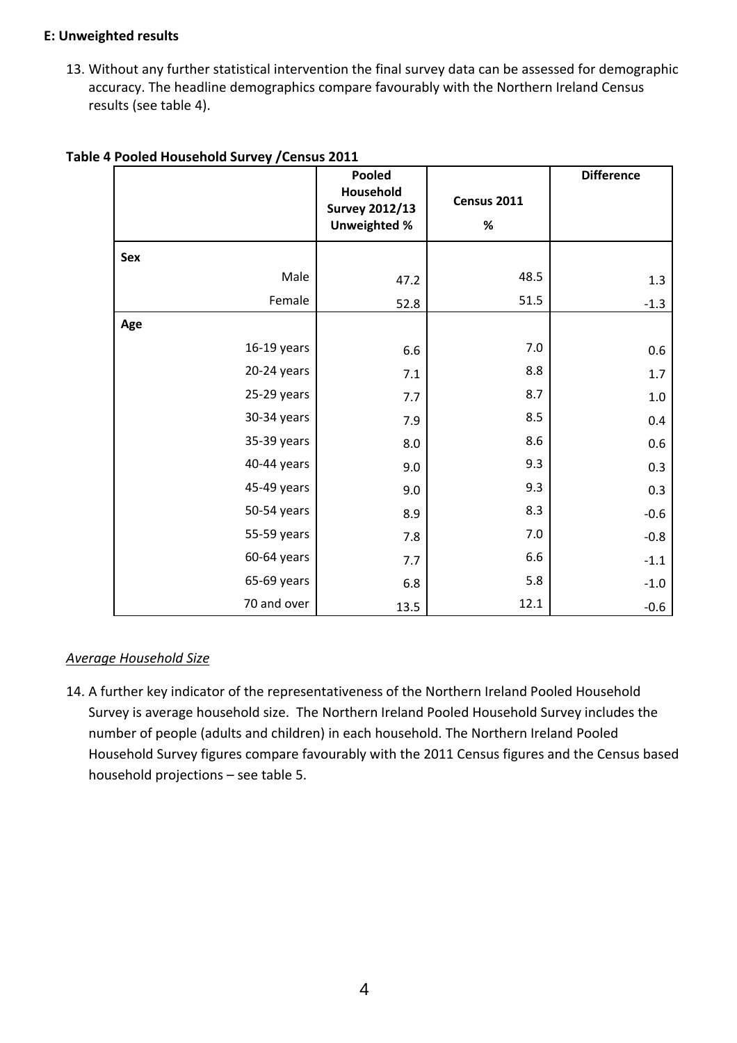### E: Unweighted results

13. Without any further statistical intervention the final survey data can be assessed for demographic accuracy. The headline demographics compare favourably with the Northern Ireland Census results (see table 4).

**Table 4 Pooled Household Survey /Census 2011**

| | Pooled Household Survey 2012/13 Unweighted % | Census 2011 % | Difference |
|---|---|---|---|
| **Sex** | | | |
| Male | 47.2 | 48.5 | 1.3 |
| Female | 52.8 | 51.5 | -1.3 |
| **Age** | | | |
| 16-19 years | 6.6 | 7.0 | 0.6 |
| 20-24 years | 7.1 | 8.8 | 1.7 |
| 25-29 years | 7.7 | 8.7 | 1.0 |
| 30-34 years | 7.9 | 8.5 | 0.4 |
| 35-39 years | 8.0 | 8.6 | 0.6 |
| 40-44 years | 9.0 | 9.3 | 0.3 |
| 45-49 years | 9.0 | 9.3 | 0.3 |
| 50-54 years | 8.9 | 8.3 | -0.6 |
| 55-59 years | 7.8 | 7.0 | -0.8 |
| 60-64 years | 7.7 | 6.6 | -1.1 |
| 65-69 years | 6.8 | 5.8 | -1.0 |
| 70 and over | 13.5 | 12.1 | -0.6 |

*Average Household Size*

14. A further key indicator of the representativeness of the Northern Ireland Pooled Household Survey is average household size. The Northern Ireland Pooled Household Survey includes the number of people (adults and children) in each household. The Northern Ireland Pooled Household Survey figures compare favourably with the 2011 Census figures and the Census based household projections – see table 5.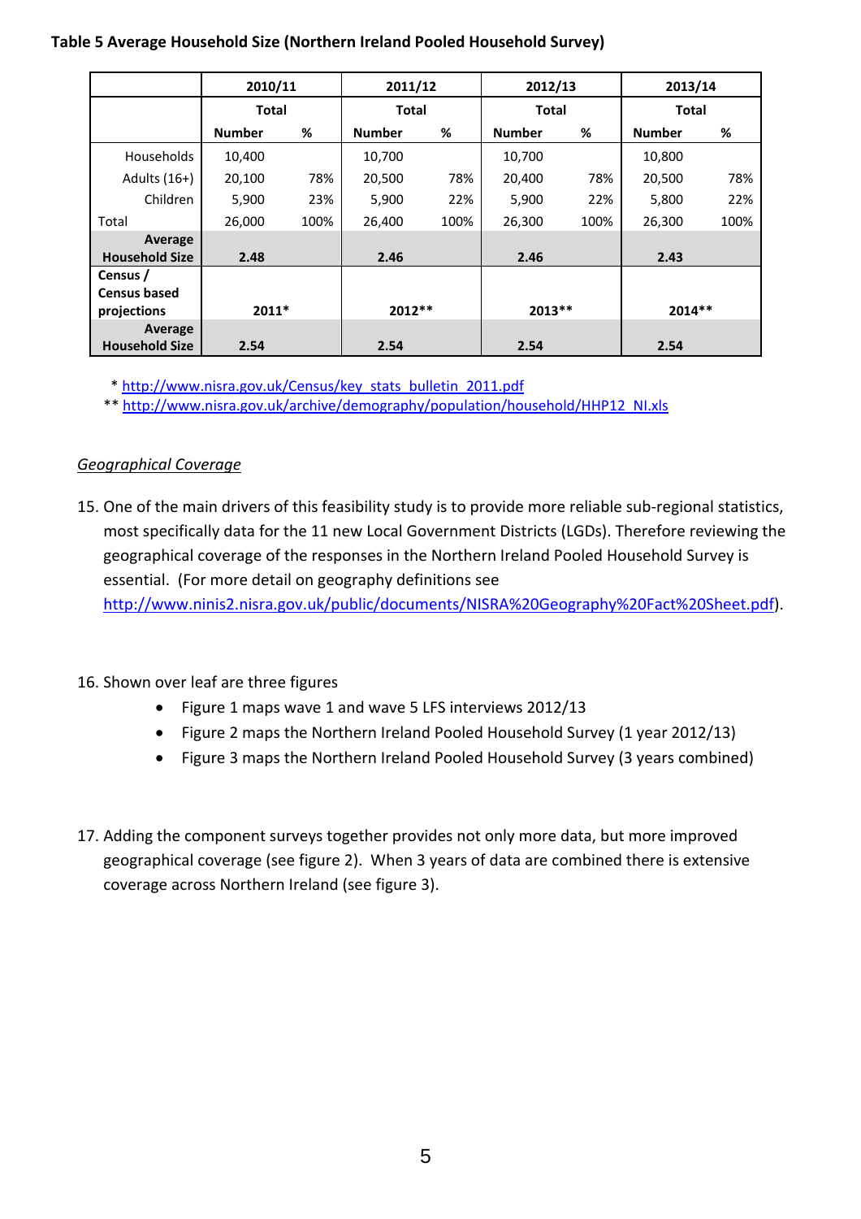**Table 5 Average Household Size (Northern Ireland Pooled Household Survey)**

| | 2010/11 | | 2011/12 | | 2012/13 | | 2013/14 | |
|---|---|---|---|---|---|---|---|---|
| | Total | | Total | | Total | | Total | |
| | Number | % | Number | % | Number | % | Number | % |
| Households | 10,400 | | 10,700 | | 10,700 | | 10,800 | |
| Adults (16+) | 20,100 | 78% | 20,500 | 78% | 20,400 | 78% | 20,500 | 78% |
| Children | 5,900 | 23% | 5,900 | 22% | 5,900 | 22% | 5,800 | 22% |
| Total | 26,000 | 100% | 26,400 | 100% | 26,300 | 100% | 26,300 | 100% |
| **Average Household Size** | **2.48** | | **2.46** | | **2.46** | | **2.43** | |
| **Census / Census based projections** | **2011*** | | **2012**** | | **2013**** | | **2014**** | |
| **Average Household Size** | **2.54** | | **2.54** | | **2.54** | | **2.54** | |

\* http://www.nisra.gov.uk/Census/key_stats_bulletin_2011.pdf
\** http://www.nisra.gov.uk/archive/demography/population/household/HHP12_NI.xls

*Geographical Coverage*

15. One of the main drivers of this feasibility study is to provide more reliable sub-regional statistics, most specifically data for the 11 new Local Government Districts (LGDs). Therefore reviewing the geographical coverage of the responses in the Northern Ireland Pooled Household Survey is essential. (For more detail on geography definitions see http://www.ninis2.nisra.gov.uk/public/documents/NISRA%20Geography%20Fact%20Sheet.pdf).

16. Shown over leaf are three figures
    - Figure 1 maps wave 1 and wave 5 LFS interviews 2012/13
    - Figure 2 maps the Northern Ireland Pooled Household Survey (1 year 2012/13)
    - Figure 3 maps the Northern Ireland Pooled Household Survey (3 years combined)

17. Adding the component surveys together provides not only more data, but more improved geographical coverage (see figure 2). When 3 years of data are combined there is extensive coverage across Northern Ireland (see figure 3).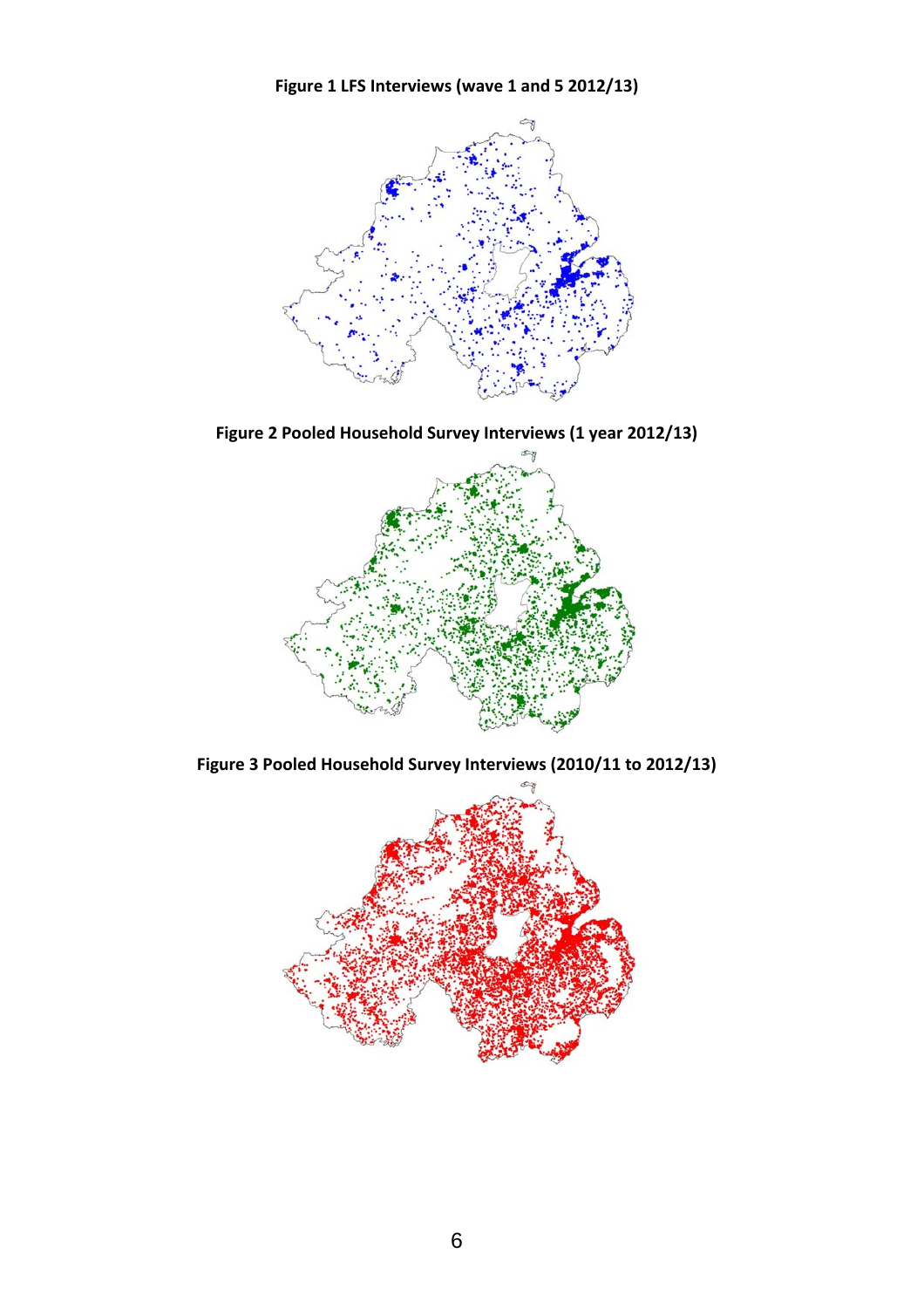**Figure 1 LFS Interviews (wave 1 and 5 2012/13)**

**Figure 2 Pooled Household Survey Interviews (1 year 2012/13)**

**Figure 3 Pooled Household Survey Interviews (2010/11 to 2012/13)**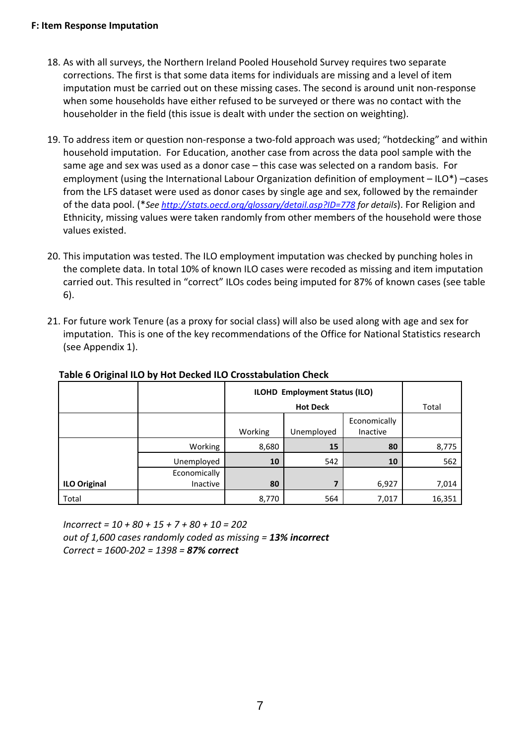## F: Item Response Imputation

18. As with all surveys, the Northern Ireland Pooled Household Survey requires two separate corrections. The first is that some data items for individuals are missing and a level of item imputation must be carried out on these missing cases. The second is around unit non-response when some households have either refused to be surveyed or there was no contact with the householder in the field (this issue is dealt with under the section on weighting).

19. To address item or question non-response a two-fold approach was used; "hotdecking" and within household imputation. For Education, another case from across the data pool sample with the same age and sex was used as a donor case – this case was selected on a random basis. For employment (using the International Labour Organization definition of employment – ILO*) –cases from the LFS dataset were used as donor cases by single age and sex, followed by the remainder of the data pool. (**See [http://stats.oecd.org/glossary/detail.asp?ID=778](http://stats.oecd.org/glossary/detail.asp?ID=778) for details*). For Religion and Ethnicity, missing values were taken randomly from other members of the household were those values existed.

20. This imputation was tested. The ILO employment imputation was checked by punching holes in the complete data. In total 10% of known ILO cases were recoded as missing and item imputation carried out. This resulted in "correct" ILOs codes being imputed for 87% of known cases (see table 6).

21. For future work Tenure (as a proxy for social class) will also be used along with age and sex for imputation. This is one of the key recommendations of the Office for National Statistics research (see Appendix 1).

**Table 6 Original ILO by Hot Decked ILO Crosstabulation Check**

| | | **ILOHD Employment Status (ILO) Hot Deck** | | | Total |
|---|---|---|---|---|---|
| | | Working | Unemployed | Economically Inactive | |
| **ILO Original** | Working | 8,680 | **15** | **80** | 8,775 |
| | Unemployed | **10** | 542 | **10** | 562 |
| | Economically Inactive | **80** | **7** | 6,927 | 7,014 |
| Total | | 8,770 | 564 | 7,017 | 16,351 |

*Incorrect = 10 + 80 + 15 + 7 + 80 + 10 = 202*
*out of 1,600 cases randomly coded as missing =* ***13% incorrect***
*Correct = 1600-202 = 1398 =* ***87% correct***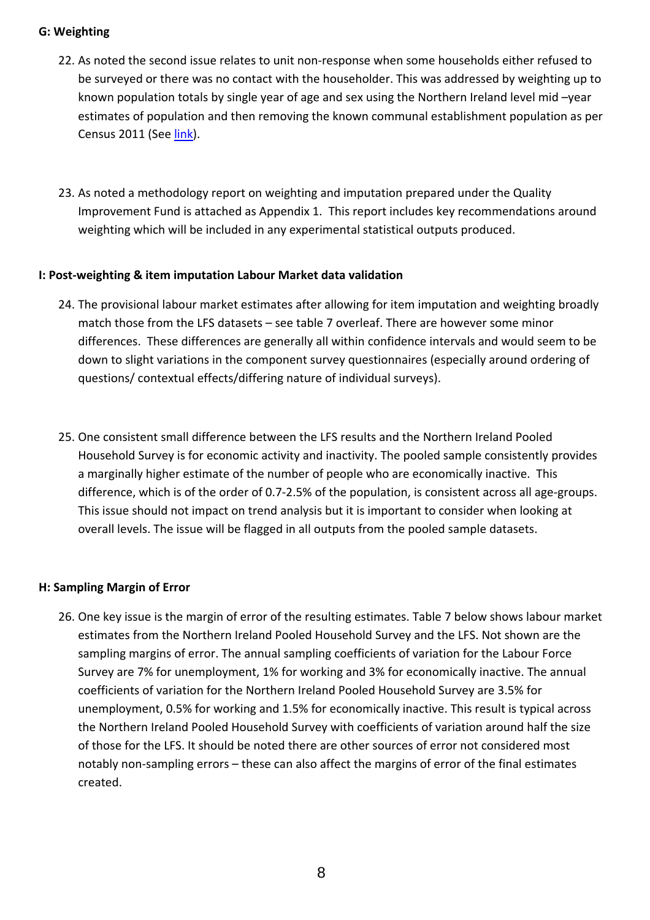### G: Weighting

22. As noted the second issue relates to unit non-response when some households either refused to be surveyed or there was no contact with the householder. This was addressed by weighting up to known population totals by single year of age and sex using the Northern Ireland level mid –year estimates of population and then removing the known communal establishment population as per Census 2011 (See link).

23. As noted a methodology report on weighting and imputation prepared under the Quality Improvement Fund is attached as Appendix 1. This report includes key recommendations around weighting which will be included in any experimental statistical outputs produced.

### I: Post-weighting & item imputation Labour Market data validation

24. The provisional labour market estimates after allowing for item imputation and weighting broadly match those from the LFS datasets – see table 7 overleaf. There are however some minor differences. These differences are generally all within confidence intervals and would seem to be down to slight variations in the component survey questionnaires (especially around ordering of questions/ contextual effects/differing nature of individual surveys).

25. One consistent small difference between the LFS results and the Northern Ireland Pooled Household Survey is for economic activity and inactivity. The pooled sample consistently provides a marginally higher estimate of the number of people who are economically inactive. This difference, which is of the order of 0.7-2.5% of the population, is consistent across all age-groups. This issue should not impact on trend analysis but it is important to consider when looking at overall levels. The issue will be flagged in all outputs from the pooled sample datasets.

### H: Sampling Margin of Error

26. One key issue is the margin of error of the resulting estimates. Table 7 below shows labour market estimates from the Northern Ireland Pooled Household Survey and the LFS. Not shown are the sampling margins of error. The annual sampling coefficients of variation for the Labour Force Survey are 7% for unemployment, 1% for working and 3% for economically inactive. The annual coefficients of variation for the Northern Ireland Pooled Household Survey are 3.5% for unemployment, 0.5% for working and 1.5% for economically inactive. This result is typical across the Northern Ireland Pooled Household Survey with coefficients of variation around half the size of those for the LFS. It should be noted there are other sources of error not considered most notably non-sampling errors – these can also affect the margins of error of the final estimates created.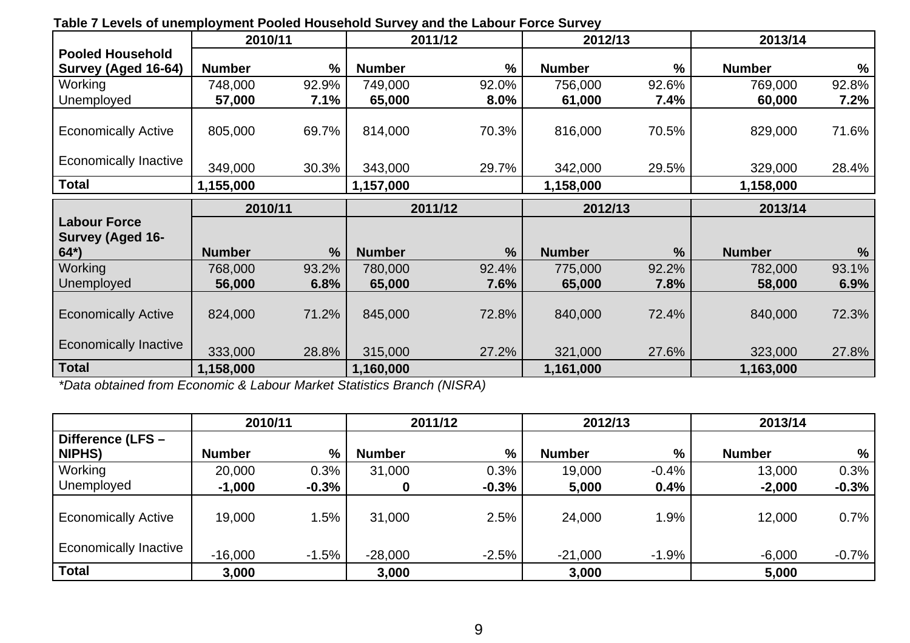**Table 7 Levels of unemployment Pooled Household Survey and the Labour Force Survey**

| Pooled Household Survey (Aged 16-64) | 2010/11 | | 2011/12 | | 2012/13 | | 2013/14 | |
|---|---|---|---|---|---|---|---|---|
| | **Number** | **%** | **Number** | **%** | **Number** | **%** | **Number** | **%** |
| Working | 748,000 | 92.9% | 749,000 | 92.0% | 756,000 | 92.6% | 769,000 | 92.8% |
| Unemployed | **57,000** | **7.1%** | **65,000** | **8.0%** | **61,000** | **7.4%** | **60,000** | **7.2%** |
| Economically Active | 805,000 | 69.7% | 814,000 | 70.3% | 816,000 | 70.5% | 829,000 | 71.6% |
| Economically Inactive | 349,000 | 30.3% | 343,000 | 29.7% | 342,000 | 29.5% | 329,000 | 28.4% |
| **Total** | **1,155,000** | | **1,157,000** | | **1,158,000** | | **1,158,000** | |

| Labour Force Survey (Aged 16-64*) | 2010/11 | | 2011/12 | | 2012/13 | | 2013/14 | |
|---|---|---|---|---|---|---|---|---|
| | **Number** | **%** | **Number** | **%** | **Number** | **%** | **Number** | **%** |
| Working | 768,000 | 93.2% | 780,000 | 92.4% | 775,000 | 92.2% | 782,000 | 93.1% |
| Unemployed | **56,000** | **6.8%** | **65,000** | **7.6%** | **65,000** | **7.8%** | **58,000** | **6.9%** |
| Economically Active | 824,000 | 71.2% | 845,000 | 72.8% | 840,000 | 72.4% | 840,000 | 72.3% |
| Economically Inactive | 333,000 | 28.8% | 315,000 | 27.2% | 321,000 | 27.6% | 323,000 | 27.8% |
| **Total** | **1,158,000** | | **1,160,000** | | **1,161,000** | | **1,163,000** | |

*\*Data obtained from Economic & Labour Market Statistics Branch (NISRA)*

| Difference (LFS – NIPHS) | 2010/11 | | 2011/12 | | 2012/13 | | 2013/14 | |
|---|---|---|---|---|---|---|---|---|
| | **Number** | **%** | **Number** | **%** | **Number** | **%** | **Number** | **%** |
| Working | 20,000 | 0.3% | 31,000 | 0.3% | 19,000 | -0.4% | 13,000 | 0.3% |
| Unemployed | **-1,000** | **-0.3%** | **0** | **-0.3%** | **5,000** | **0.4%** | **-2,000** | **-0.3%** |
| Economically Active | 19,000 | 1.5% | 31,000 | 2.5% | 24,000 | 1.9% | 12,000 | 0.7% |
| Economically Inactive | -16,000 | -1.5% | -28,000 | -2.5% | -21,000 | -1.9% | -6,000 | -0.7% |
| **Total** | **3,000** | | **3,000** | | **3,000** | | **5,000** | |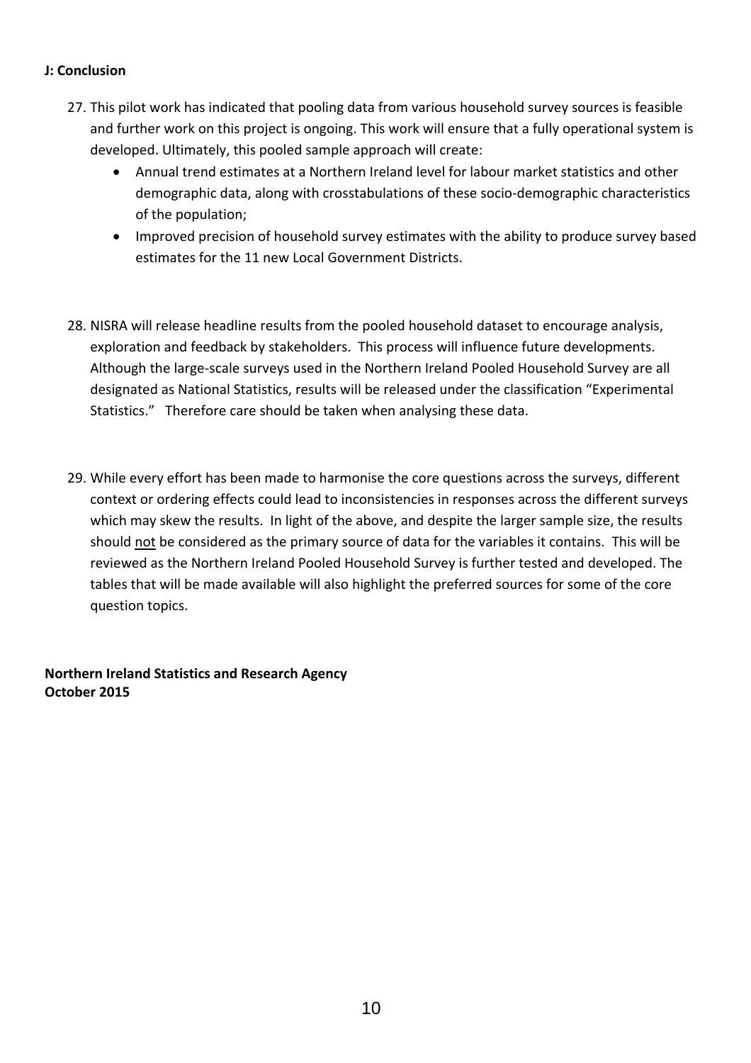### J: Conclusion

27. This pilot work has indicated that pooling data from various household survey sources is feasible and further work on this project is ongoing. This work will ensure that a fully operational system is developed. Ultimately, this pooled sample approach will create:
    - Annual trend estimates at a Northern Ireland level for labour market statistics and other demographic data, along with crosstabulations of these socio-demographic characteristics of the population;
    - Improved precision of household survey estimates with the ability to produce survey based estimates for the 11 new Local Government Districts.

28. NISRA will release headline results from the pooled household dataset to encourage analysis, exploration and feedback by stakeholders. This process will influence future developments. Although the large-scale surveys used in the Northern Ireland Pooled Household Survey are all designated as National Statistics, results will be released under the classification "Experimental Statistics." Therefore care should be taken when analysing these data.

29. While every effort has been made to harmonise the core questions across the surveys, different context or ordering effects could lead to inconsistencies in responses across the different surveys which may skew the results. In light of the above, and despite the larger sample size, the results should <u>not</u> be considered as the primary source of data for the variables it contains. This will be reviewed as the Northern Ireland Pooled Household Survey is further tested and developed. The tables that will be made available will also highlight the preferred sources for some of the core question topics.

**Northern Ireland Statistics and Research Agency**
**October 2015**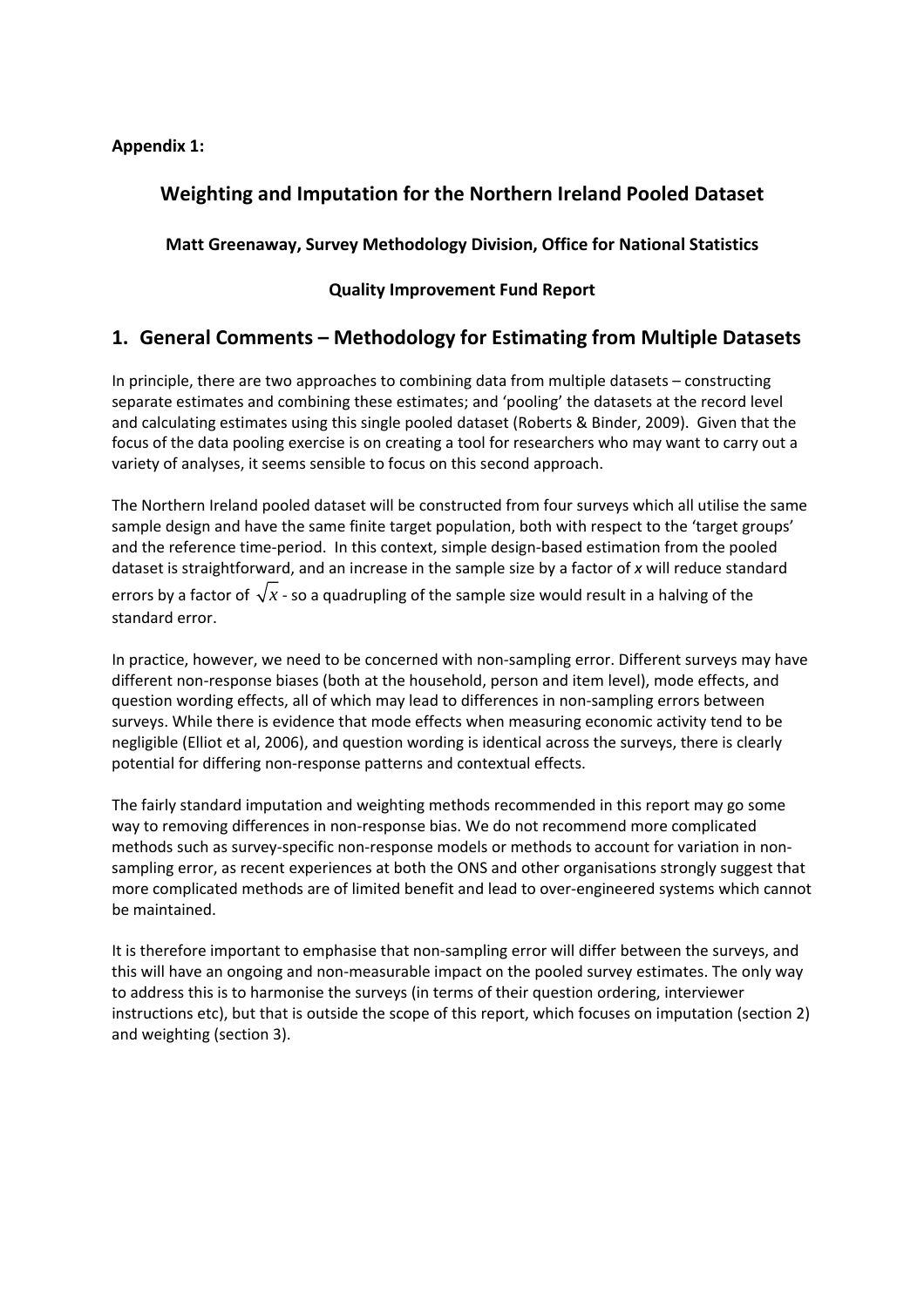**Appendix 1:**

# Weighting and Imputation for the Northern Ireland Pooled Dataset

**Matt Greenaway, Survey Methodology Division, Office for National Statistics**

**Quality Improvement Fund Report**

## 1. General Comments – Methodology for Estimating from Multiple Datasets

In principle, there are two approaches to combining data from multiple datasets – constructing separate estimates and combining these estimates; and 'pooling' the datasets at the record level and calculating estimates using this single pooled dataset (Roberts & Binder, 2009). Given that the focus of the data pooling exercise is on creating a tool for researchers who may want to carry out a variety of analyses, it seems sensible to focus on this second approach.

The Northern Ireland pooled dataset will be constructed from four surveys which all utilise the same sample design and have the same finite target population, both with respect to the 'target groups' and the reference time-period. In this context, simple design-based estimation from the pooled dataset is straightforward, and an increase in the sample size by a factor of $x$ will reduce standard errors by a factor of $\sqrt{x}$ - so a quadrupling of the sample size would result in a halving of the standard error.

In practice, however, we need to be concerned with non-sampling error. Different surveys may have different non-response biases (both at the household, person and item level), mode effects, and question wording effects, all of which may lead to differences in non-sampling errors between surveys. While there is evidence that mode effects when measuring economic activity tend to be negligible (Elliot et al, 2006), and question wording is identical across the surveys, there is clearly potential for differing non-response patterns and contextual effects.

The fairly standard imputation and weighting methods recommended in this report may go some way to removing differences in non-response bias. We do not recommend more complicated methods such as survey-specific non-response models or methods to account for variation in non-sampling error, as recent experiences at both the ONS and other organisations strongly suggest that more complicated methods are of limited benefit and lead to over-engineered systems which cannot be maintained.

It is therefore important to emphasise that non-sampling error will differ between the surveys, and this will have an ongoing and non-measurable impact on the pooled survey estimates. The only way to address this is to harmonise the surveys (in terms of their question ordering, interviewer instructions etc), but that is outside the scope of this report, which focuses on imputation (section 2) and weighting (section 3).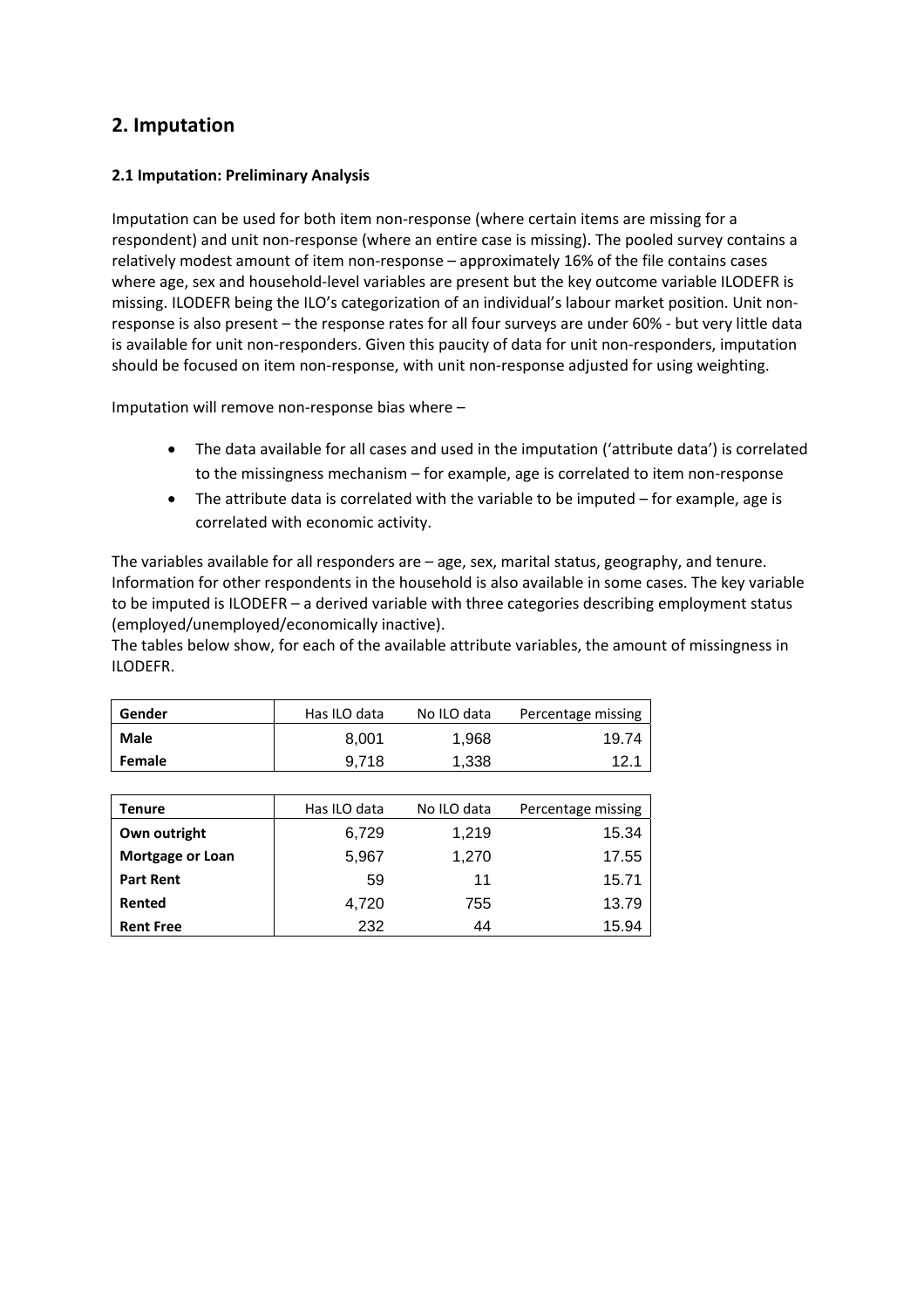## 2. Imputation

### 2.1 Imputation: Preliminary Analysis

Imputation can be used for both item non-response (where certain items are missing for a respondent) and unit non-response (where an entire case is missing). The pooled survey contains a relatively modest amount of item non-response – approximately 16% of the file contains cases where age, sex and household-level variables are present but the key outcome variable ILODEFR is missing. ILODEFR being the ILO's categorization of an individual's labour market position. Unit non-response is also present – the response rates for all four surveys are under 60% - but very little data is available for unit non-responders. Given this paucity of data for unit non-responders, imputation should be focused on item non-response, with unit non-response adjusted for using weighting.

Imputation will remove non-response bias where –

- The data available for all cases and used in the imputation ('attribute data') is correlated to the missingness mechanism – for example, age is correlated to item non-response
- The attribute data is correlated with the variable to be imputed – for example, age is correlated with economic activity.

The variables available for all responders are – age, sex, marital status, geography, and tenure. Information for other respondents in the household is also available in some cases. The key variable to be imputed is ILODEFR – a derived variable with three categories describing employment status (employed/unemployed/economically inactive).
The tables below show, for each of the available attribute variables, the amount of missingness in ILODEFR.

| Gender | Has ILO data | No ILO data | Percentage missing |
|---|---|---|---|
| **Male** | 8,001 | 1,968 | 19.74 |
| **Female** | 9,718 | 1,338 | 12.1 |

| Tenure | Has ILO data | No ILO data | Percentage missing |
|---|---|---|---|
| **Own outright** | 6,729 | 1,219 | 15.34 |
| **Mortgage or Loan** | 5,967 | 1,270 | 17.55 |
| **Part Rent** | 59 | 11 | 15.71 |
| **Rented** | 4,720 | 755 | 13.79 |
| **Rent Free** | 232 | 44 | 15.94 |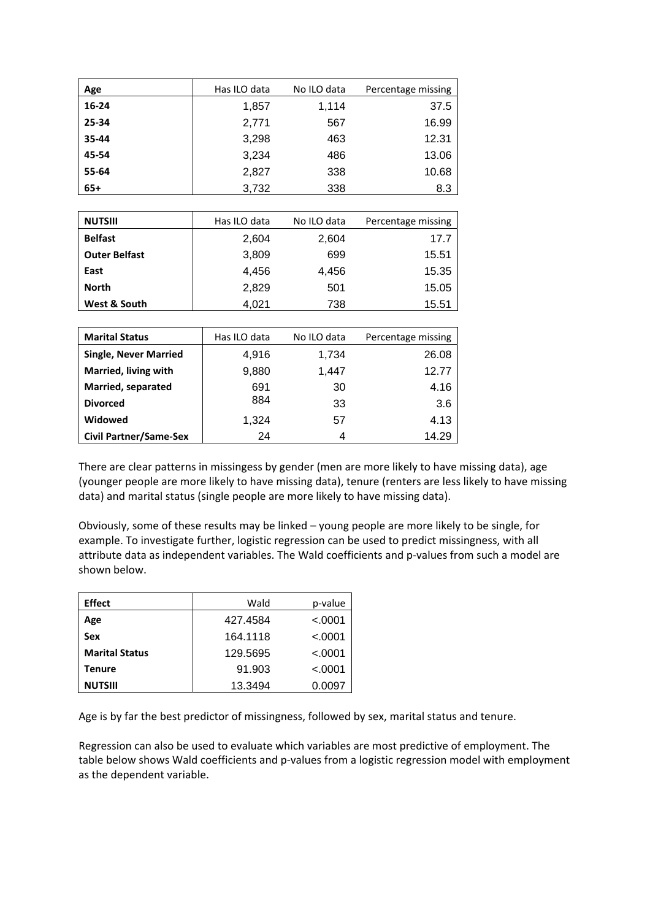| Age | Has ILO data | No ILO data | Percentage missing |
|---|---|---|---|
| **16-24** | 1,857 | 1,114 | 37.5 |
| **25-34** | 2,771 | 567 | 16.99 |
| **35-44** | 3,298 | 463 | 12.31 |
| **45-54** | 3,234 | 486 | 13.06 |
| **55-64** | 2,827 | 338 | 10.68 |
| **65+** | 3,732 | 338 | 8.3 |

| NUTSIII | Has ILO data | No ILO data | Percentage missing |
|---|---|---|---|
| **Belfast** | 2,604 | 2,604 | 17.7 |
| **Outer Belfast** | 3,809 | 699 | 15.51 |
| **East** | 4,456 | 4,456 | 15.35 |
| **North** | 2,829 | 501 | 15.05 |
| **West & South** | 4,021 | 738 | 15.51 |

| Marital Status | Has ILO data | No ILO data | Percentage missing |
|---|---|---|---|
| **Single, Never Married** | 4,916 | 1,734 | 26.08 |
| **Married, living with** | 9,880 | 1,447 | 12.77 |
| **Married, separated** | 691 | 30 | 4.16 |
| **Divorced** | 884 | 33 | 3.6 |
| **Widowed** | 1,324 | 57 | 4.13 |
| **Civil Partner/Same-Sex** | 24 | 4 | 14.29 |

There are clear patterns in missingess by gender (men are more likely to have missing data), age (younger people are more likely to have missing data), tenure (renters are less likely to have missing data) and marital status (single people are more likely to have missing data).

Obviously, some of these results may be linked – young people are more likely to be single, for example. To investigate further, logistic regression can be used to predict missingness, with all attribute data as independent variables. The Wald coefficients and p-values from such a model are shown below.

| Effect | Wald | p-value |
|---|---|---|
| **Age** | 427.4584 | <.0001 |
| **Sex** | 164.1118 | <.0001 |
| **Marital Status** | 129.5695 | <.0001 |
| **Tenure** | 91.903 | <.0001 |
| **NUTSIII** | 13.3494 | 0.0097 |

Age is by far the best predictor of missingness, followed by sex, marital status and tenure.

Regression can also be used to evaluate which variables are most predictive of employment. The table below shows Wald coefficients and p-values from a logistic regression model with employment as the dependent variable.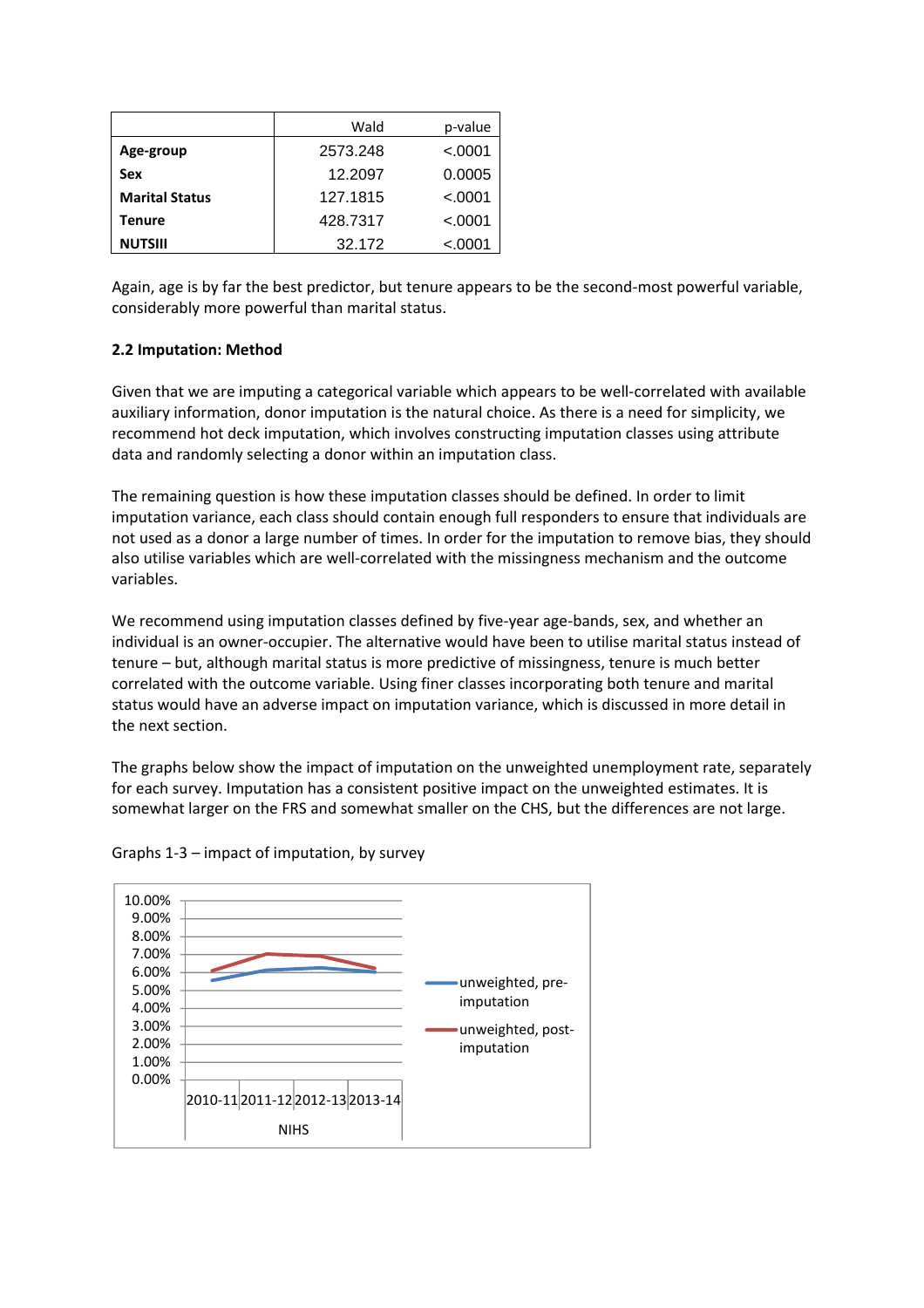| | Wald | p-value |
|---|---|---|
| **Age-group** | 2573.248 | <.0001 |
| **Sex** | 12.2097 | 0.0005 |
| **Marital Status** | 127.1815 | <.0001 |
| **Tenure** | 428.7317 | <.0001 |
| **NUTSIII** | 32.172 | <.0001 |

Again, age is by far the best predictor, but tenure appears to be the second-most powerful variable, considerably more powerful than marital status.

**2.2 Imputation: Method**

Given that we are imputing a categorical variable which appears to be well-correlated with available auxiliary information, donor imputation is the natural choice. As there is a need for simplicity, we recommend hot deck imputation, which involves constructing imputation classes using attribute data and randomly selecting a donor within an imputation class.

The remaining question is how these imputation classes should be defined. In order to limit imputation variance, each class should contain enough full responders to ensure that individuals are not used as a donor a large number of times. In order for the imputation to remove bias, they should also utilise variables which are well-correlated with the missingness mechanism and the outcome variables.

We recommend using imputation classes defined by five-year age-bands, sex, and whether an individual is an owner-occupier. The alternative would have been to utilise marital status instead of tenure – but, although marital status is more predictive of missingness, tenure is much better correlated with the outcome variable. Using finer classes incorporating both tenure and marital status would have an adverse impact on imputation variance, which is discussed in more detail in the next section.

The graphs below show the impact of imputation on the unweighted unemployment rate, separately for each survey. Imputation has a consistent positive impact on the unweighted estimates. It is somewhat larger on the FRS and somewhat smaller on the CHS, but the differences are not large.

Graphs 1-3 – impact of imputation, by survey

| NIHS | 2010-11 | 2011-12 | 2012-13 | 2013-14 |
|---|---|---|---|---|
| unweighted, pre-imputation | ~5.6% | ~6.2% | ~6.3% | ~6.1% |
| unweighted, post-imputation | ~6.1% | ~7.0% | ~6.9% | ~6.3% |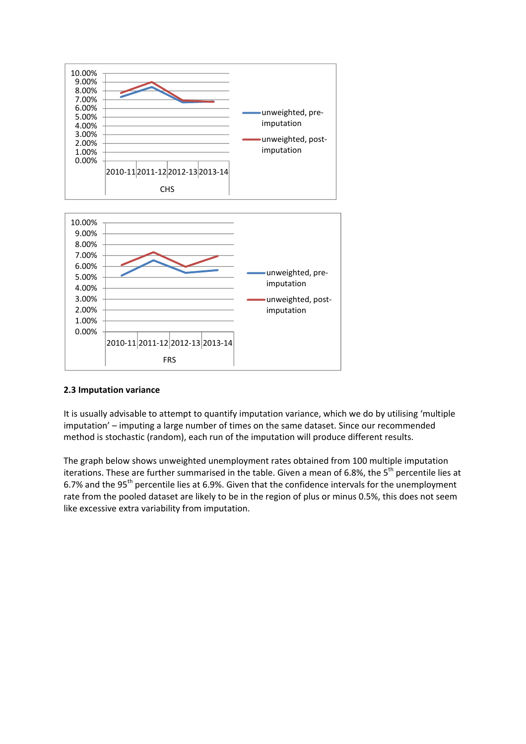## 2.3 Imputation variance

It is usually advisable to attempt to quantify imputation variance, which we do by utilising 'multiple imputation' – imputing a large number of times on the same dataset. Since our recommended method is stochastic (random), each run of the imputation will produce different results.

The graph below shows unweighted unemployment rates obtained from 100 multiple imputation iterations. These are further summarised in the table. Given a mean of 6.8%, the 5th percentile lies at 6.7% and the 95th percentile lies at 6.9%. Given that the confidence intervals for the unemployment rate from the pooled dataset are likely to be in the region of plus or minus 0.5%, this does not seem like excessive extra variability from imputation.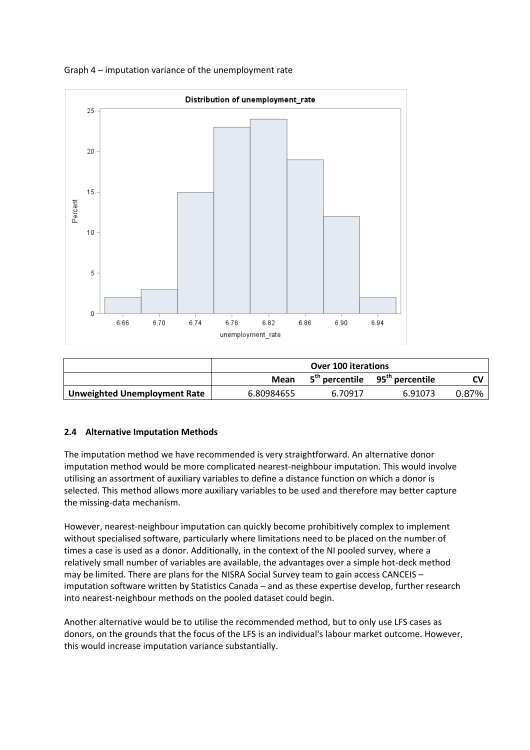Graph 4 – imputation variance of the unemployment rate

|  | Over 100 iterations | | | |
|---|---|---|---|---|
|  | **Mean** | **5th percentile** | **95th percentile** | **CV** |
| **Unweighted Unemployment Rate** | 6.80984655 | 6.70917 | 6.91073 | 0.87% |

### 2.4 Alternative Imputation Methods

The imputation method we have recommended is very straightforward. An alternative donor imputation method would be more complicated nearest-neighbour imputation. This would involve utilising an assortment of auxiliary variables to define a distance function on which a donor is selected. This method allows more auxiliary variables to be used and therefore may better capture the missing-data mechanism.

However, nearest-neighbour imputation can quickly become prohibitively complex to implement without specialised software, particularly where limitations need to be placed on the number of times a case is used as a donor. Additionally, in the context of the NI pooled survey, where a relatively small number of variables are available, the advantages over a simple hot-deck method may be limited. There are plans for the NISRA Social Survey team to gain access CANCEIS – imputation software written by Statistics Canada – and as these expertise develop, further research into nearest-neighbour methods on the pooled dataset could begin.

Another alternative would be to utilise the recommended method, but to only use LFS cases as donors, on the grounds that the focus of the LFS is an individual's labour market outcome. However, this would increase imputation variance substantially.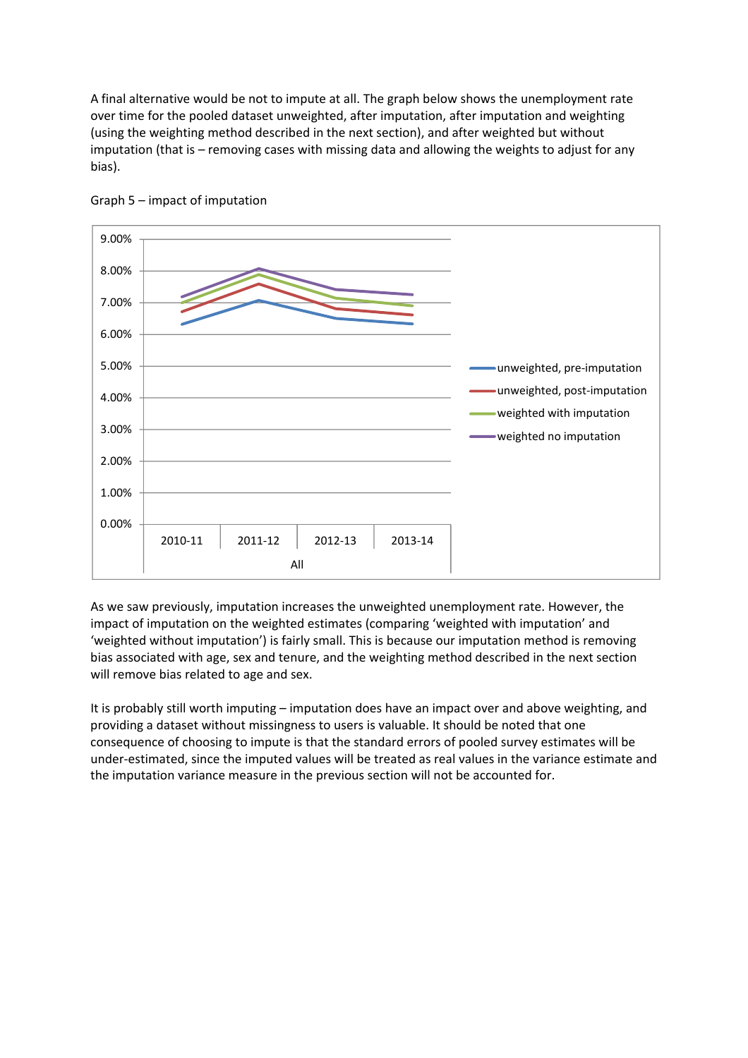A final alternative would be not to impute at all. The graph below shows the unemployment rate over time for the pooled dataset unweighted, after imputation, after imputation and weighting (using the weighting method described in the next section), and after weighted but without imputation (that is – removing cases with missing data and allowing the weights to adjust for any bias).

Graph 5 – impact of imputation

As we saw previously, imputation increases the unweighted unemployment rate. However, the impact of imputation on the weighted estimates (comparing 'weighted with imputation' and 'weighted without imputation') is fairly small. This is because our imputation method is removing bias associated with age, sex and tenure, and the weighting method described in the next section will remove bias related to age and sex.

It is probably still worth imputing – imputation does have an impact over and above weighting, and providing a dataset without missingness to users is valuable. It should be noted that one consequence of choosing to impute is that the standard errors of pooled survey estimates will be under-estimated, since the imputed values will be treated as real values in the variance estimate and the imputation variance measure in the previous section will not be accounted for.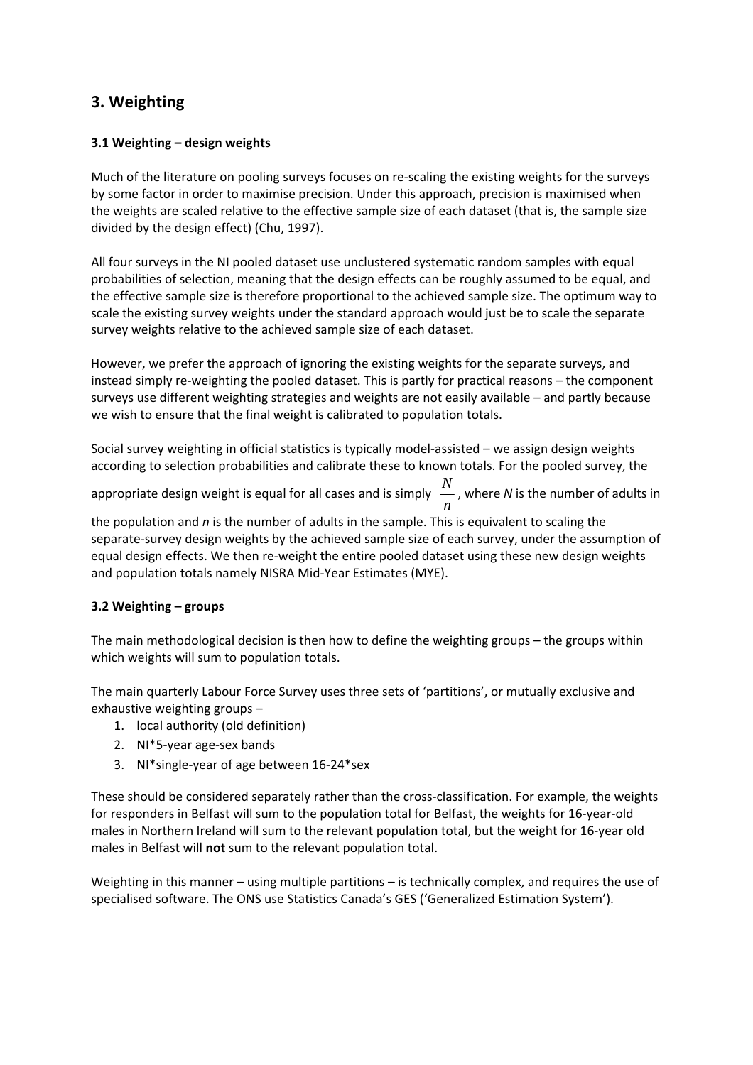## 3. Weighting

### 3.1 Weighting – design weights

Much of the literature on pooling surveys focuses on re-scaling the existing weights for the surveys by some factor in order to maximise precision. Under this approach, precision is maximised when the weights are scaled relative to the effective sample size of each dataset (that is, the sample size divided by the design effect) (Chu, 1997).

All four surveys in the NI pooled dataset use unclustered systematic random samples with equal probabilities of selection, meaning that the design effects can be roughly assumed to be equal, and the effective sample size is therefore proportional to the achieved sample size. The optimum way to scale the existing survey weights under the standard approach would just be to scale the separate survey weights relative to the achieved sample size of each dataset.

However, we prefer the approach of ignoring the existing weights for the separate surveys, and instead simply re-weighting the pooled dataset. This is partly for practical reasons – the component surveys use different weighting strategies and weights are not easily available – and partly because we wish to ensure that the final weight is calibrated to population totals.

Social survey weighting in official statistics is typically model-assisted – we assign design weights according to selection probabilities and calibrate these to known totals. For the pooled survey, the appropriate design weight is equal for all cases and is simply $\frac{N}{n}$, where *N* is the number of adults in the population and *n* is the number of adults in the sample. This is equivalent to scaling the separate-survey design weights by the achieved sample size of each survey, under the assumption of equal design effects. We then re-weight the entire pooled dataset using these new design weights and population totals namely NISRA Mid-Year Estimates (MYE).

### 3.2 Weighting – groups

The main methodological decision is then how to define the weighting groups – the groups within which weights will sum to population totals.

The main quarterly Labour Force Survey uses three sets of 'partitions', or mutually exclusive and exhaustive weighting groups –

1. local authority (old definition)
2. NI*5-year age-sex bands
3. NI*single-year of age between 16-24*sex

These should be considered separately rather than the cross-classification. For example, the weights for responders in Belfast will sum to the population total for Belfast, the weights for 16-year-old males in Northern Ireland will sum to the relevant population total, but the weight for 16-year old males in Belfast will **not** sum to the relevant population total.

Weighting in this manner – using multiple partitions – is technically complex, and requires the use of specialised software. The ONS use Statistics Canada's GES ('Generalized Estimation System').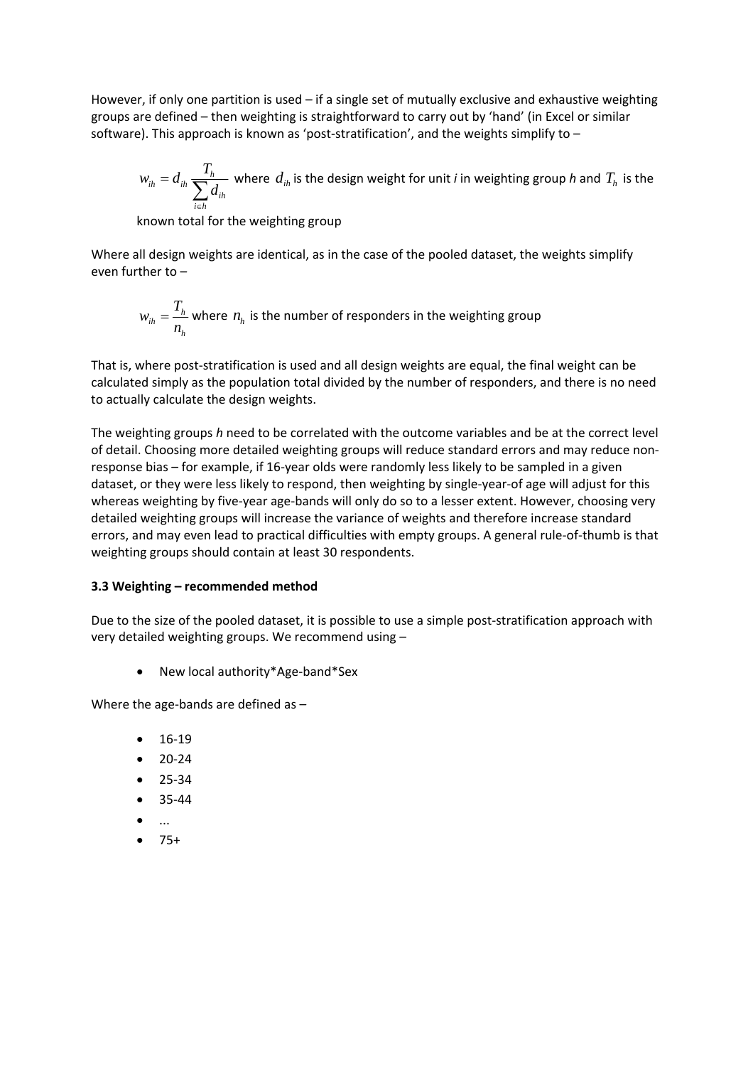However, if only one partition is used – if a single set of mutually exclusive and exhaustive weighting groups are defined – then weighting is straightforward to carry out by 'hand' (in Excel or similar software). This approach is known as 'post-stratification', and the weights simplify to –

$w_{ih} = d_{ih} \frac{T_h}{\sum_{i \in h} d_{ih}}$ where $d_{ih}$ is the design weight for unit *i* in weighting group *h* and $T_h$ is the known total for the weighting group

Where all design weights are identical, as in the case of the pooled dataset, the weights simplify even further to –

$w_{ih} = \frac{T_h}{n_h}$ where $n_h$ is the number of responders in the weighting group

That is, where post-stratification is used and all design weights are equal, the final weight can be calculated simply as the population total divided by the number of responders, and there is no need to actually calculate the design weights.

The weighting groups *h* need to be correlated with the outcome variables and be at the correct level of detail. Choosing more detailed weighting groups will reduce standard errors and may reduce non-response bias – for example, if 16-year olds were randomly less likely to be sampled in a given dataset, or they were less likely to respond, then weighting by single-year-of age will adjust for this whereas weighting by five-year age-bands will only do so to a lesser extent. However, choosing very detailed weighting groups will increase the variance of weights and therefore increase standard errors, and may even lead to practical difficulties with empty groups. A general rule-of-thumb is that weighting groups should contain at least 30 respondents.

### 3.3 Weighting – recommended method

Due to the size of the pooled dataset, it is possible to use a simple post-stratification approach with very detailed weighting groups. We recommend using –

- New local authority*Age-band*Sex

Where the age-bands are defined as –

- 16-19
- 20-24
- 25-34
- 35-44
- ...
- 75+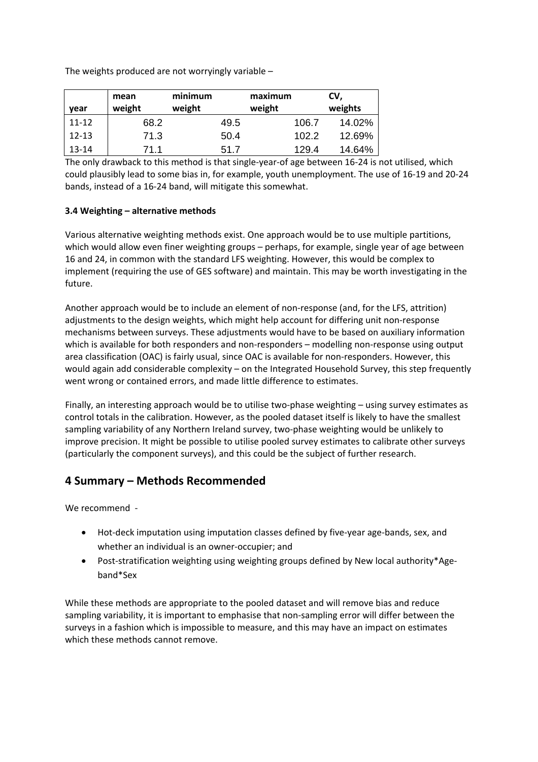The weights produced are not worryingly variable –

| year | mean weight | minimum weight | maximum weight | CV, weights |
|---|---|---|---|---|
| 11-12 | 68.2 | 49.5 | 106.7 | 14.02% |
| 12-13 | 71.3 | 50.4 | 102.2 | 12.69% |
| 13-14 | 71.1 | 51.7 | 129.4 | 14.64% |

The only drawback to this method is that single-year-of age between 16-24 is not utilised, which could plausibly lead to some bias in, for example, youth unemployment. The use of 16-19 and 20-24 bands, instead of a 16-24 band, will mitigate this somewhat.

**3.4 Weighting – alternative methods**

Various alternative weighting methods exist. One approach would be to use multiple partitions, which would allow even finer weighting groups – perhaps, for example, single year of age between 16 and 24, in common with the standard LFS weighting. However, this would be complex to implement (requiring the use of GES software) and maintain. This may be worth investigating in the future.

Another approach would be to include an element of non-response (and, for the LFS, attrition) adjustments to the design weights, which might help account for differing unit non-response mechanisms between surveys. These adjustments would have to be based on auxiliary information which is available for both responders and non-responders – modelling non-response using output area classification (OAC) is fairly usual, since OAC is available for non-responders. However, this would again add considerable complexity – on the Integrated Household Survey, this step frequently went wrong or contained errors, and made little difference to estimates.

Finally, an interesting approach would be to utilise two-phase weighting – using survey estimates as control totals in the calibration. However, as the pooled dataset itself is likely to have the smallest sampling variability of any Northern Ireland survey, two-phase weighting would be unlikely to improve precision. It might be possible to utilise pooled survey estimates to calibrate other surveys (particularly the component surveys), and this could be the subject of further research.

## 4 Summary – Methods Recommended

We recommend -

- Hot-deck imputation using imputation classes defined by five-year age-bands, sex, and whether an individual is an owner-occupier; and
- Post-stratification weighting using weighting groups defined by New local authority*Age-band*Sex

While these methods are appropriate to the pooled dataset and will remove bias and reduce sampling variability, it is important to emphasise that non-sampling error will differ between the surveys in a fashion which is impossible to measure, and this may have an impact on estimates which these methods cannot remove.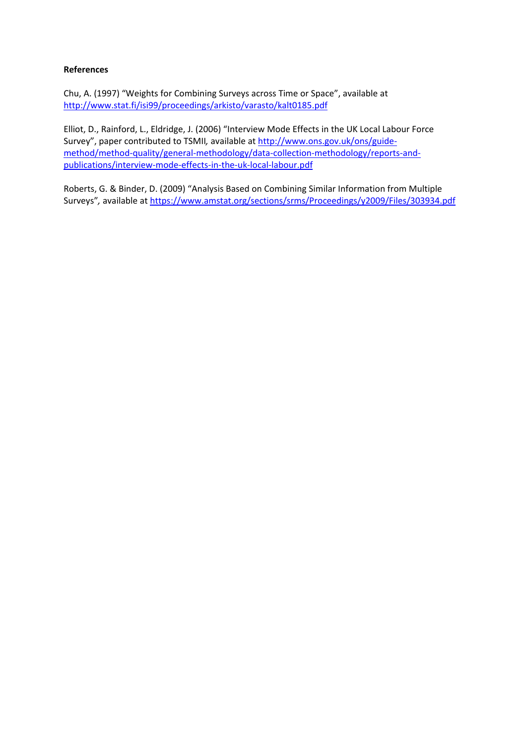**References**

Chu, A. (1997) "Weights for Combining Surveys across Time or Space", available at http://www.stat.fi/isi99/proceedings/arkisto/varasto/kalt0185.pdf

Elliot, D., Rainford, L., Eldridge, J. (2006) "Interview Mode Effects in the UK Local Labour Force Survey", paper contributed to TSMII*,* available at http://www.ons.gov.uk/ons/guide-method/method-quality/general-methodology/data-collection-methodology/reports-and-publications/interview-mode-effects-in-the-uk-local-labour.pdf

Roberts, G. & Binder, D. (2009) "Analysis Based on Combining Similar Information from Multiple Surveys"*,* available at https://www.amstat.org/sections/srms/Proceedings/y2009/Files/303934.pdf